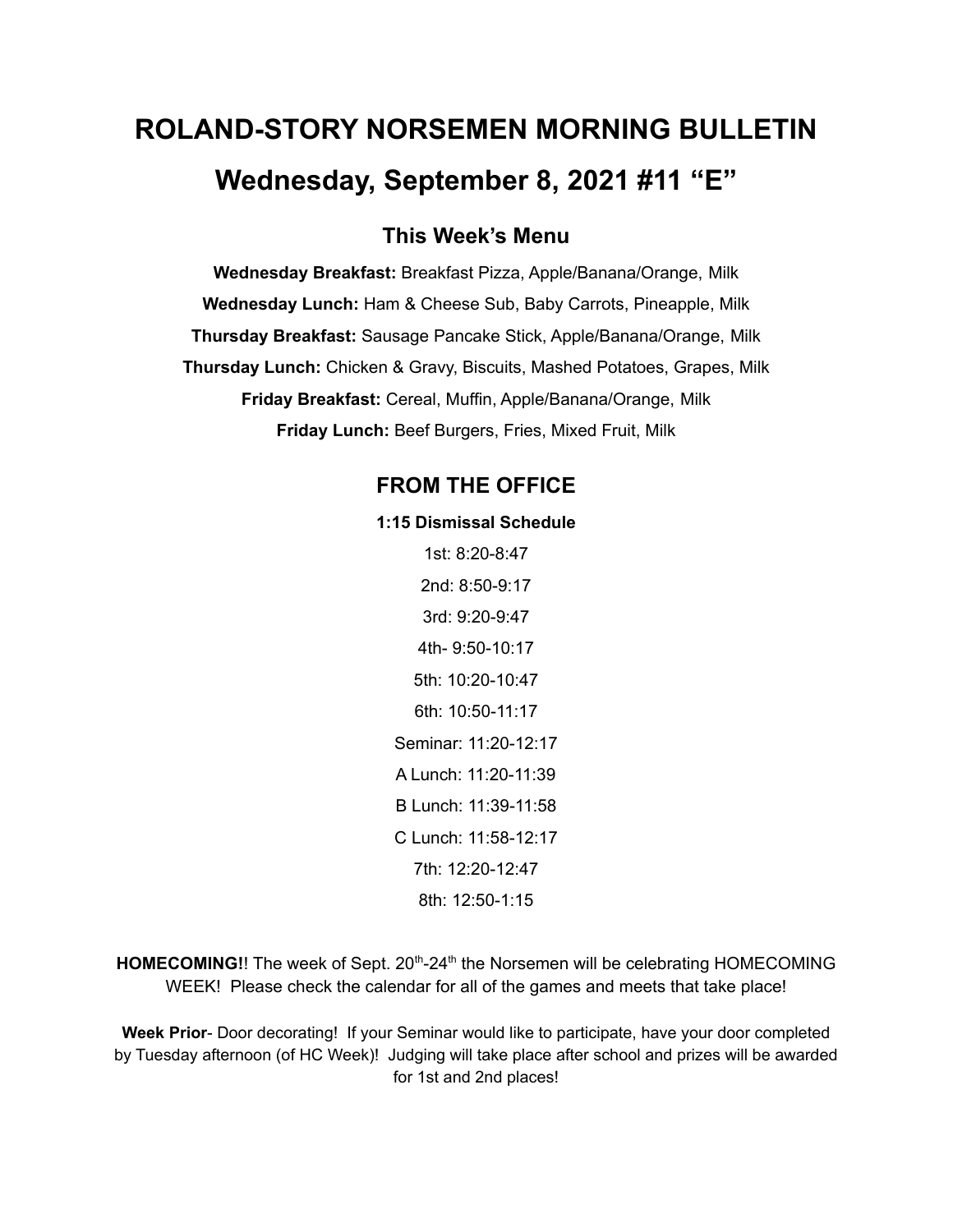# ROLAND-STORY NORSEMEN MORNING BULLETIN

# Wednesday, September 8, 2021 #11 "E"

## This Week's Menu

**Wednesday Breakfast:** Breakfast Pizza, Apple/Banana/Orange, Milk

**Wednesday Lunch:** Ham & Cheese Sub, Baby Carrots, Pineapple, Milk

**Thursday Breakfast:** Sausage Pancake Stick, Apple/Banana/Orange, Milk

**Thursday Lunch:** Chicken & Gravy, Biscuits, Mashed Potatoes, Grapes, Milk

**Friday Breakfast:** Cereal, Muffin, Apple/Banana/Orange, Milk

**Friday Lunch:** Beef Burgers, Fries, Mixed Fruit, Milk

## FROM THE OFFICE

**1:15 Dismissal Schedule**

1st: 8:20-8:47

2nd: 8:50-9:17

3rd: 9:20-9:47

4th- 9:50-10:17

5th: 10:20-10:47

6th: 10:50-11:17

Seminar: 11:20-12:17

A Lunch: 11:20-11:39

B Lunch: 11:39-11:58

C Lunch: 11:58-12:17

7th: 12:20-12:47

8th: 12:50-1:15

**HOMECOMING!**! The week of Sept. 20th-24th the Norsemen will be celebrating HOMECOMING WEEK! Please check the calendar for all of the games and meets that take place!

**Week Prior**- Door decorating! If your Seminar would like to participate, have your door completed by Tuesday afternoon (of HC Week)! Judging will take place after school and prizes will be awarded for 1st and 2nd places!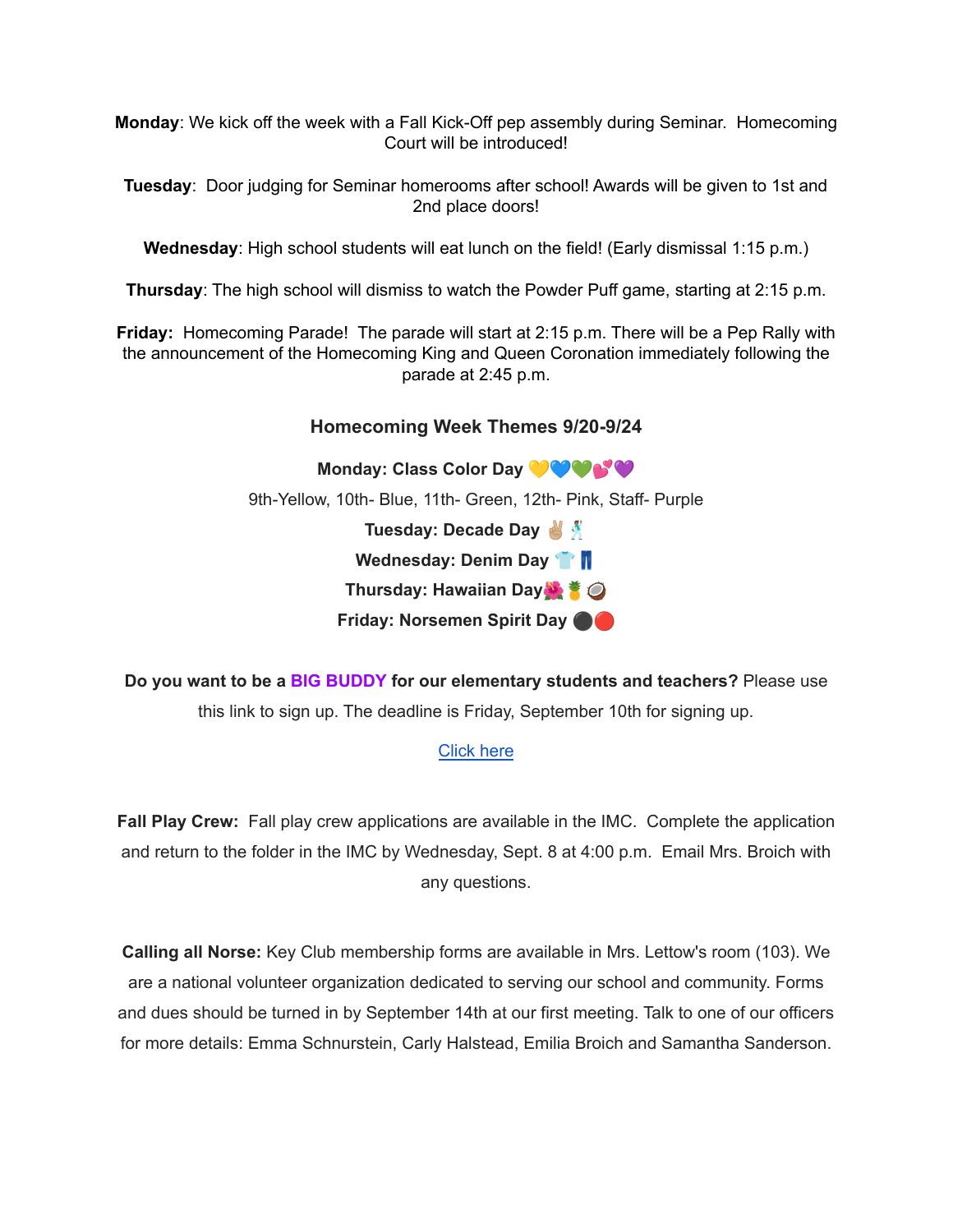**Monday**: We kick off the week with a Fall Kick-Off pep assembly during Seminar. Homecoming Court will be introduced!

**Tuesday**: Door judging for Seminar homerooms after school! Awards will be given to 1st and 2nd place doors!

**Wednesday**: High school students will eat lunch on the field! (Early dismissal 1:15 p.m.)

**Thursday**: The high school will dismiss to watch the Powder Puff game, starting at 2:15 p.m.

**Friday:** Homecoming Parade! The parade will start at 2:15 p.m. There will be a Pep Rally with the announcement of the Homecoming King and Queen Coronation immediately following the parade at 2:45 p.m.

### Homecoming Week Themes 9/20-9/24

**Monday: Class Color Day** 💛💙💚💕💜

9th-Yellow, 10th- Blue, 11th- Green, 12th- Pink, Staff- Purple

**Tuesday: Decade Day** ✌🏼🕺

**Wednesday: Denim Day** 👕👖

**Thursday: Hawaiian Day**🌺🍍🥥

**Friday: Norsemen Spirit Day** ⚫🔴

**Do you want to be a BIG BUDDY for our elementary students and teachers?** Please use this link to sign up. The deadline is Friday, September 10th for signing up.

[Click here]

**Fall Play Crew:** Fall play crew applications are available in the IMC. Complete the application and return to the folder in the IMC by Wednesday, Sept. 8 at 4:00 p.m. Email Mrs. Broich with any questions.

**Calling all Norse:** Key Club membership forms are available in Mrs. Lettow's room (103). We are a national volunteer organization dedicated to serving our school and community. Forms and dues should be turned in by September 14th at our first meeting. Talk to one of our officers for more details: Emma Schnurstein, Carly Halstead, Emilia Broich and Samantha Sanderson.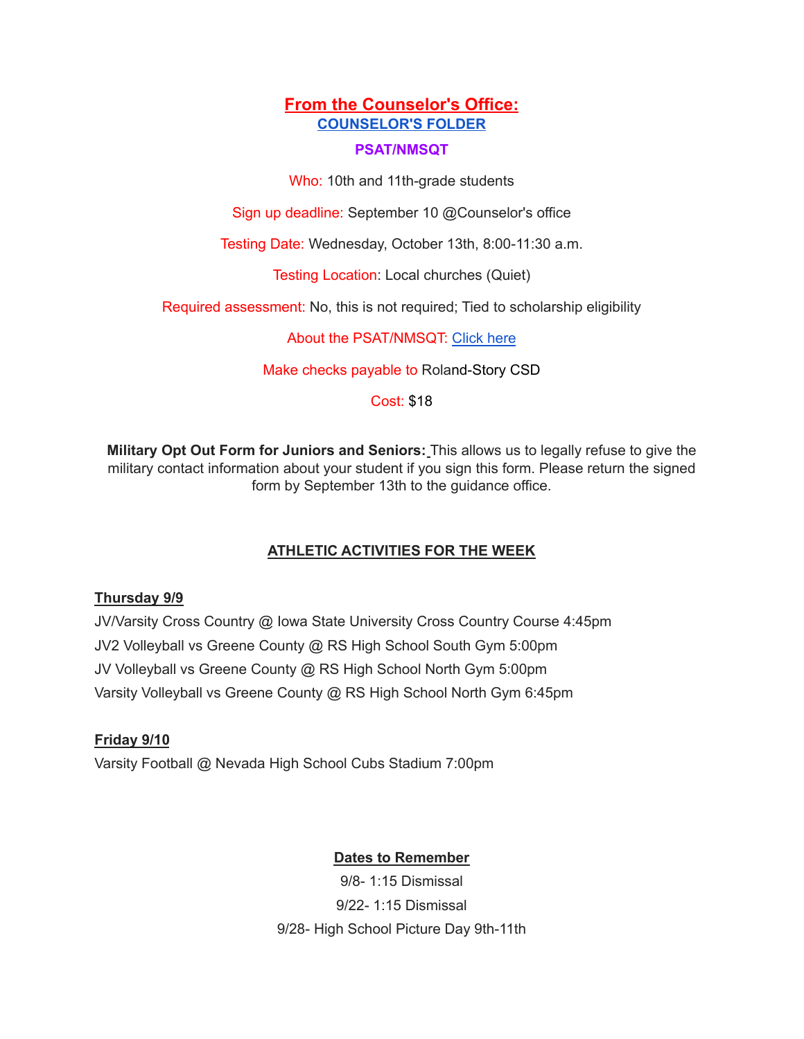## From the Counselor's Office:

**COUNSELOR'S FOLDER**

### PSAT/NMSQT

Who: 10th and 11th-grade students

Sign up deadline: September 10 @Counselor's office

Testing Date: Wednesday, October 13th, 8:00-11:30 a.m.

Testing Location: Local churches (Quiet)

Required assessment: No, this is not required; Tied to scholarship eligibility

About the PSAT/NMSQT: Click here

Make checks payable to Roland-Story CSD

Cost: $18

**Military Opt Out Form for Juniors and Seniors:** This allows us to legally refuse to give the military contact information about your student if you sign this form. Please return the signed form by September 13th to the guidance office.

## ATHLETIC ACTIVITIES FOR THE WEEK

**Thursday 9/9**

JV/Varsity Cross Country @ Iowa State University Cross Country Course 4:45pm

JV2 Volleyball vs Greene County @ RS High School South Gym 5:00pm

JV Volleyball vs Greene County @ RS High School North Gym 5:00pm

Varsity Volleyball vs Greene County @ RS High School North Gym 6:45pm

**Friday 9/10**

Varsity Football @ Nevada High School Cubs Stadium 7:00pm

## Dates to Remember

9/8- 1:15 Dismissal

9/22- 1:15 Dismissal

9/28- High School Picture Day 9th-11th